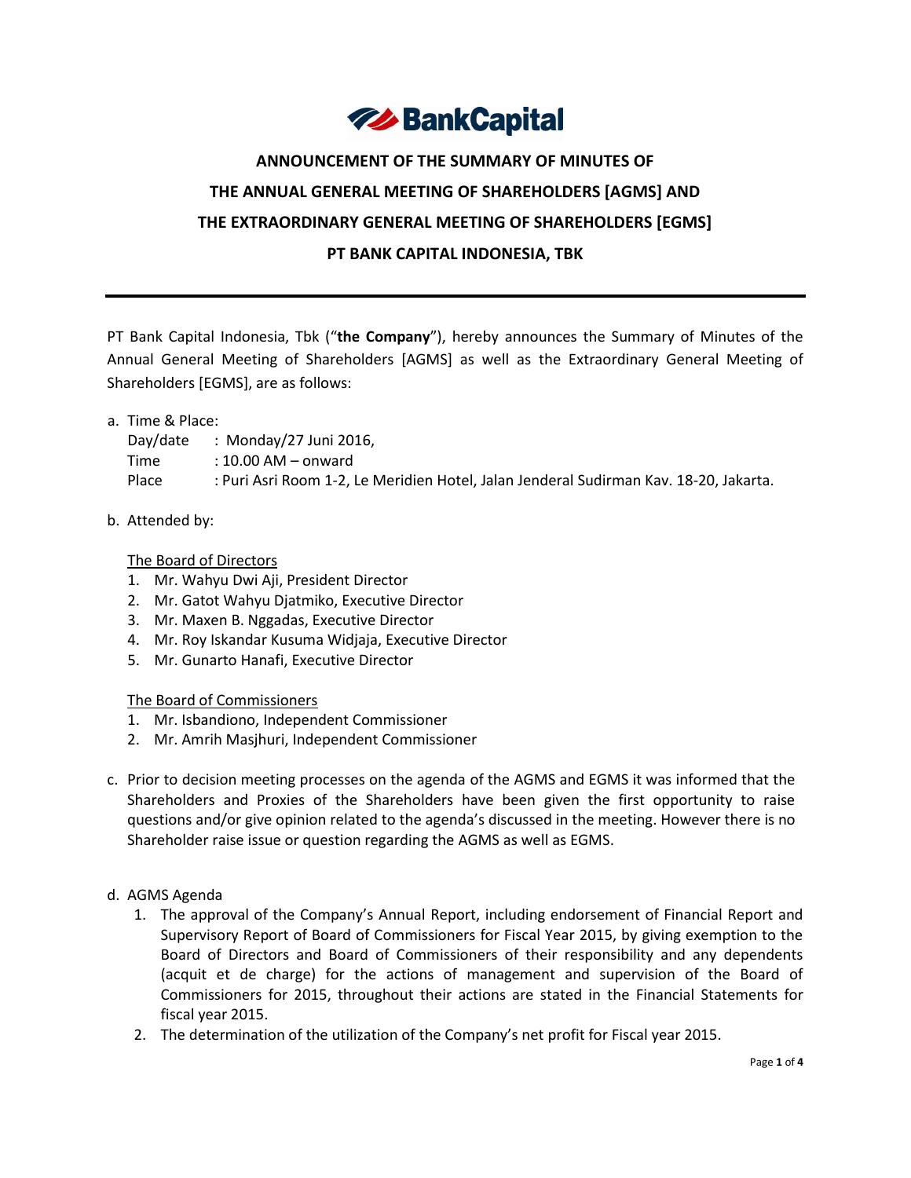**BankCapital**

# ANNOUNCEMENT OF THE SUMMARY OF MINUTES OF THE ANNUAL GENERAL MEETING OF SHAREHOLDERS [AGMS] AND THE EXTRAORDINARY GENERAL MEETING OF SHAREHOLDERS [EGMS] PT BANK CAPITAL INDONESIA, TBK

---

PT Bank Capital Indonesia, Tbk ("**the Company**"), hereby announces the Summary of Minutes of the Annual General Meeting of Shareholders [AGMS] as well as the Extraordinary General Meeting of Shareholders [EGMS], are as follows:

a. Time & Place:

   Day/date : Monday/27 Juni 2016,
   Time : 10.00 AM – onward
   Place : Puri Asri Room 1-2, Le Meridien Hotel, Jalan Jenderal Sudirman Kav. 18-20, Jakarta.

b. Attended by:

   The Board of Directors
   1. Mr. Wahyu Dwi Aji, President Director
   2. Mr. Gatot Wahyu Djatmiko, Executive Director
   3. Mr. Maxen B. Nggadas, Executive Director
   4. Mr. Roy Iskandar Kusuma Widjaja, Executive Director
   5. Mr. Gunarto Hanafi, Executive Director

   The Board of Commissioners
   1. Mr. Isbandiono, Independent Commissioner
   2. Mr. Amrih Masjhuri, Independent Commissioner

c. Prior to decision meeting processes on the agenda of the AGMS and EGMS it was informed that the Shareholders and Proxies of the Shareholders have been given the first opportunity to raise questions and/or give opinion related to the agenda's discussed in the meeting. However there is no Shareholder raise issue or question regarding the AGMS as well as EGMS.

d. AGMS Agenda
   1. The approval of the Company's Annual Report, including endorsement of Financial Report and Supervisory Report of Board of Commissioners for Fiscal Year 2015, by giving exemption to the Board of Directors and Board of Commissioners of their responsibility and any dependents (acquit et de charge) for the actions of management and supervision of the Board of Commissioners for 2015, throughout their actions are stated in the Financial Statements for fiscal year 2015.
   2. The determination of the utilization of the Company's net profit for Fiscal year 2015.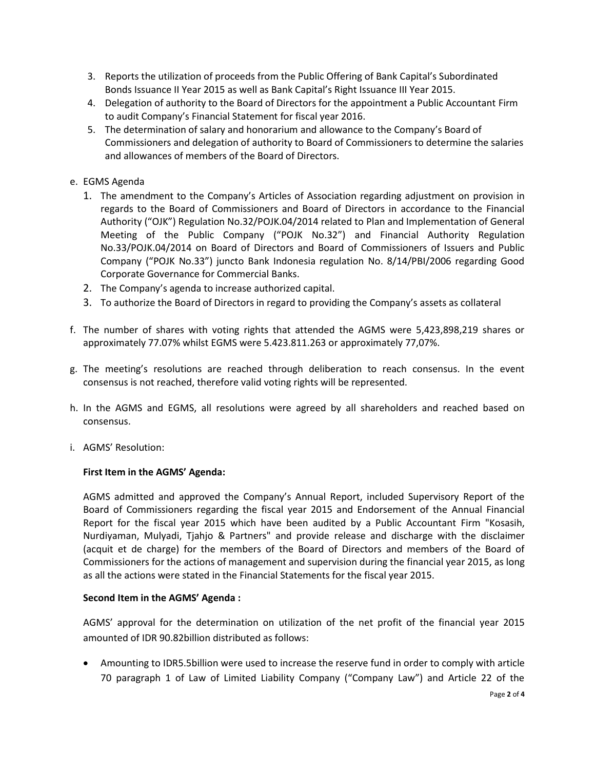3. Reports the utilization of proceeds from the Public Offering of Bank Capital's Subordinated Bonds Issuance II Year 2015 as well as Bank Capital's Right Issuance III Year 2015.
4. Delegation of authority to the Board of Directors for the appointment a Public Accountant Firm to audit Company's Financial Statement for fiscal year 2016.
5. The determination of salary and honorarium and allowance to the Company's Board of Commissioners and delegation of authority to Board of Commissioners to determine the salaries and allowances of members of the Board of Directors.

e. EGMS Agenda

1. The amendment to the Company's Articles of Association regarding adjustment on provision in regards to the Board of Commissioners and Board of Directors in accordance to the Financial Authority ("OJK") Regulation No.32/POJK.04/2014 related to Plan and Implementation of General Meeting of the Public Company ("POJK No.32") and Financial Authority Regulation No.33/POJK.04/2014 on Board of Directors and Board of Commissioners of Issuers and Public Company ("POJK No.33") juncto Bank Indonesia regulation No. 8/14/PBI/2006 regarding Good Corporate Governance for Commercial Banks.
2. The Company's agenda to increase authorized capital.
3. To authorize the Board of Directors in regard to providing the Company's assets as collateral

f. The number of shares with voting rights that attended the AGMS were 5,423,898,219 shares or approximately 77.07% whilst EGMS were 5.423.811.263 or approximately 77,07%.

g. The meeting's resolutions are reached through deliberation to reach consensus. In the event consensus is not reached, therefore valid voting rights will be represented.

h. In the AGMS and EGMS, all resolutions were agreed by all shareholders and reached based on consensus.

i. AGMS' Resolution:

**First Item in the AGMS' Agenda:**

AGMS admitted and approved the Company's Annual Report, included Supervisory Report of the Board of Commissioners regarding the fiscal year 2015 and Endorsement of the Annual Financial Report for the fiscal year 2015 which have been audited by a Public Accountant Firm "Kosasih, Nurdiyaman, Mulyadi, Tjahjo & Partners" and provide release and discharge with the disclaimer (acquit et de charge) for the members of the Board of Directors and members of the Board of Commissioners for the actions of management and supervision during the financial year 2015, as long as all the actions were stated in the Financial Statements for the fiscal year 2015.

**Second Item in the AGMS' Agenda :**

AGMS' approval for the determination on utilization of the net profit of the financial year 2015 amounted of IDR 90.82billion distributed as follows:

- Amounting to IDR5.5billion were used to increase the reserve fund in order to comply with article 70 paragraph 1 of Law of Limited Liability Company ("Company Law") and Article 22 of the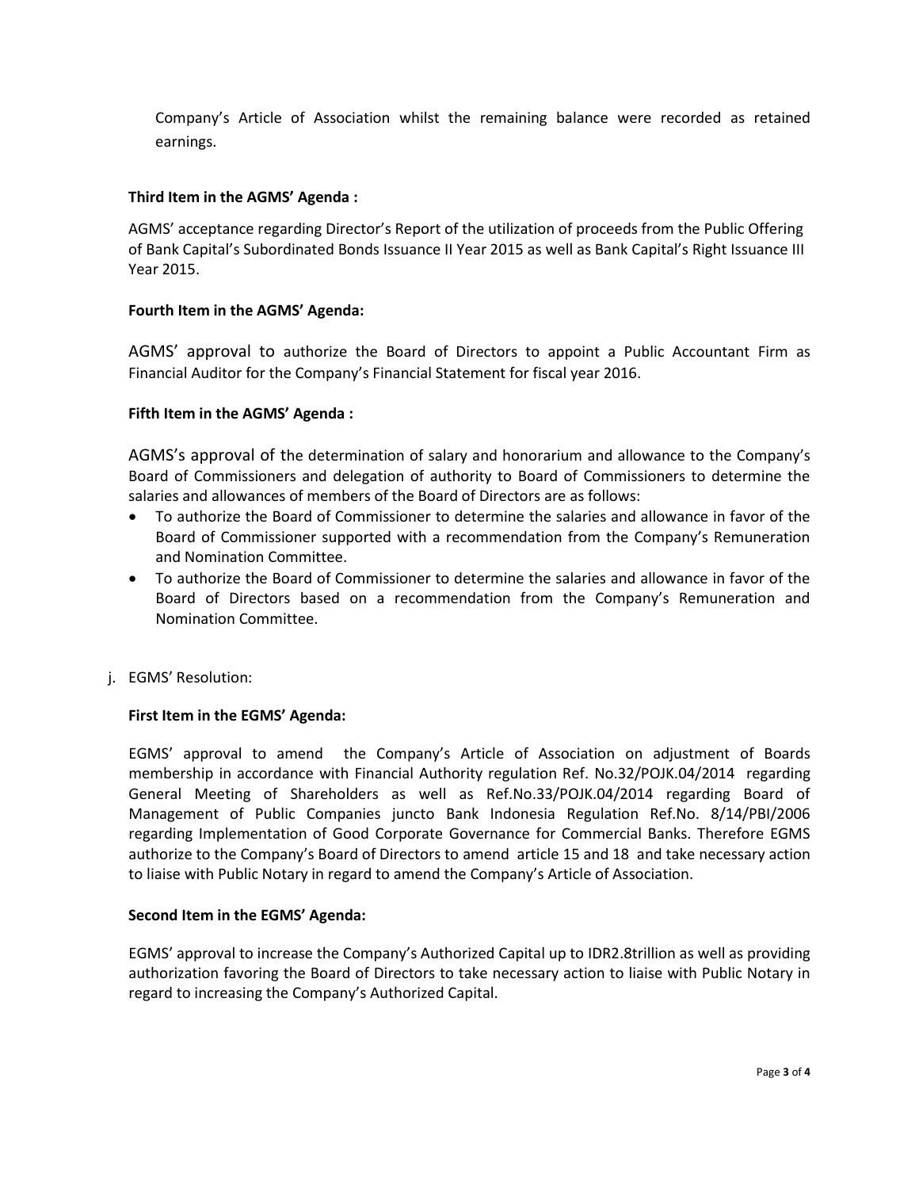Company’s Article of Association whilst the remaining balance were recorded as retained earnings.

**Third Item in the AGMS’ Agenda :**

AGMS’ acceptance regarding Director’s Report of the utilization of proceeds from the Public Offering of Bank Capital’s Subordinated Bonds Issuance II Year 2015 as well as Bank Capital’s Right Issuance III Year 2015.

**Fourth Item in the AGMS’ Agenda:**

AGMS’ approval to authorize the Board of Directors to appoint a Public Accountant Firm as Financial Auditor for the Company’s Financial Statement for fiscal year 2016.

**Fifth Item in the AGMS’ Agenda :**

AGMS’s approval of the determination of salary and honorarium and allowance to the Company’s Board of Commissioners and delegation of authority to Board of Commissioners to determine the salaries and allowances of members of the Board of Directors are as follows:

- To authorize the Board of Commissioner to determine the salaries and allowance in favor of the Board of Commissioner supported with a recommendation from the Company’s Remuneration and Nomination Committee.
- To authorize the Board of Commissioner to determine the salaries and allowance in favor of the Board of Directors based on a recommendation from the Company’s Remuneration and Nomination Committee.

j. EGMS’ Resolution:

**First Item in the EGMS’ Agenda:**

EGMS’ approval to amend the Company’s Article of Association on adjustment of Boards membership in accordance with Financial Authority regulation Ref. No.32/POJK.04/2014 regarding General Meeting of Shareholders as well as Ref.No.33/POJK.04/2014 regarding Board of Management of Public Companies juncto Bank Indonesia Regulation Ref.No. 8/14/PBI/2006 regarding Implementation of Good Corporate Governance for Commercial Banks. Therefore EGMS authorize to the Company’s Board of Directors to amend article 15 and 18 and take necessary action to liaise with Public Notary in regard to amend the Company’s Article of Association.

**Second Item in the EGMS’ Agenda:**

EGMS’ approval to increase the Company’s Authorized Capital up to IDR2.8trillion as well as providing authorization favoring the Board of Directors to take necessary action to liaise with Public Notary in regard to increasing the Company’s Authorized Capital.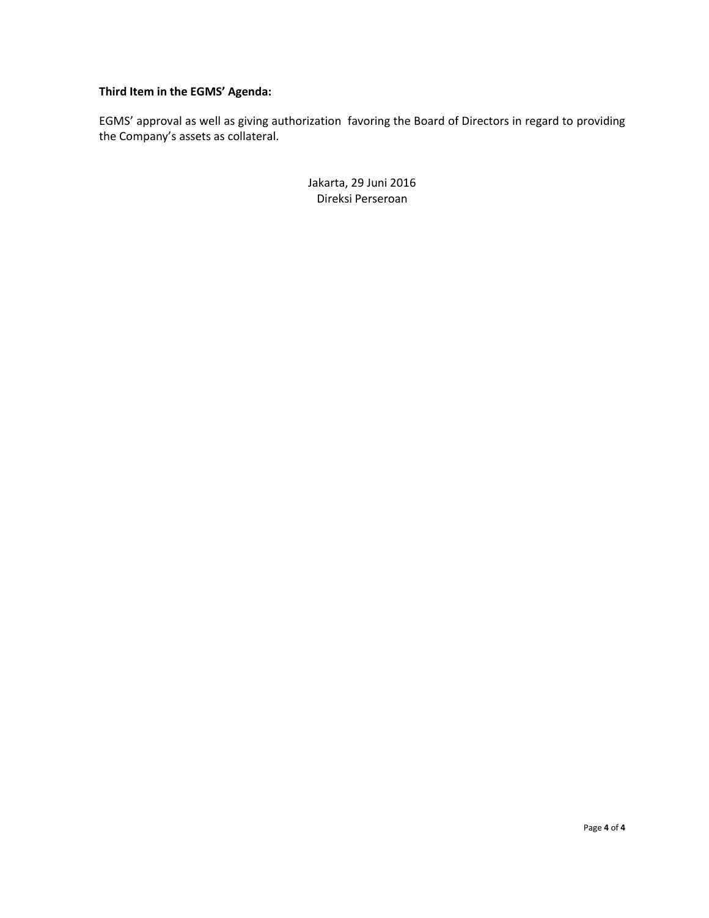**Third Item in the EGMS' Agenda:**

EGMS' approval as well as giving authorization favoring the Board of Directors in regard to providing the Company's assets as collateral.

Jakarta, 29 Juni 2016
Direksi Perseroan